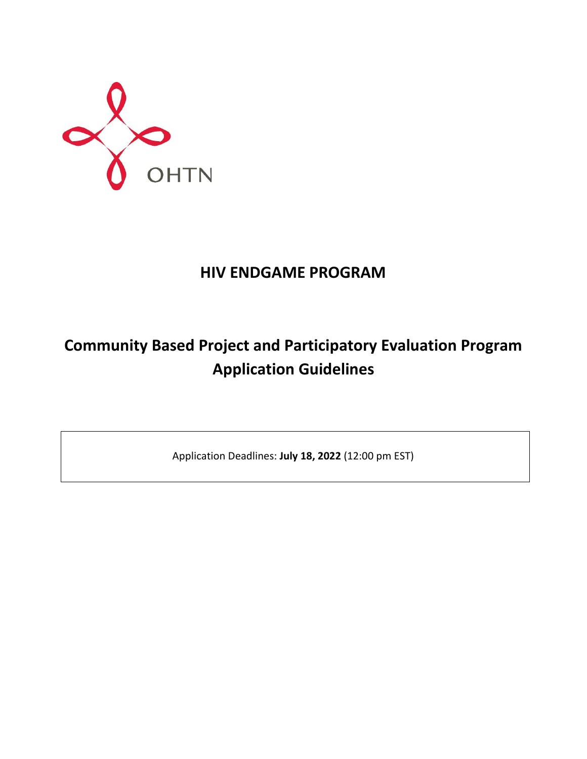OHTN

# HIV ENDGAME PROGRAM

# Community Based Project and Participatory Evaluation Program Application Guidelines

Application Deadlines: **July 18, 2022** (12:00 pm EST)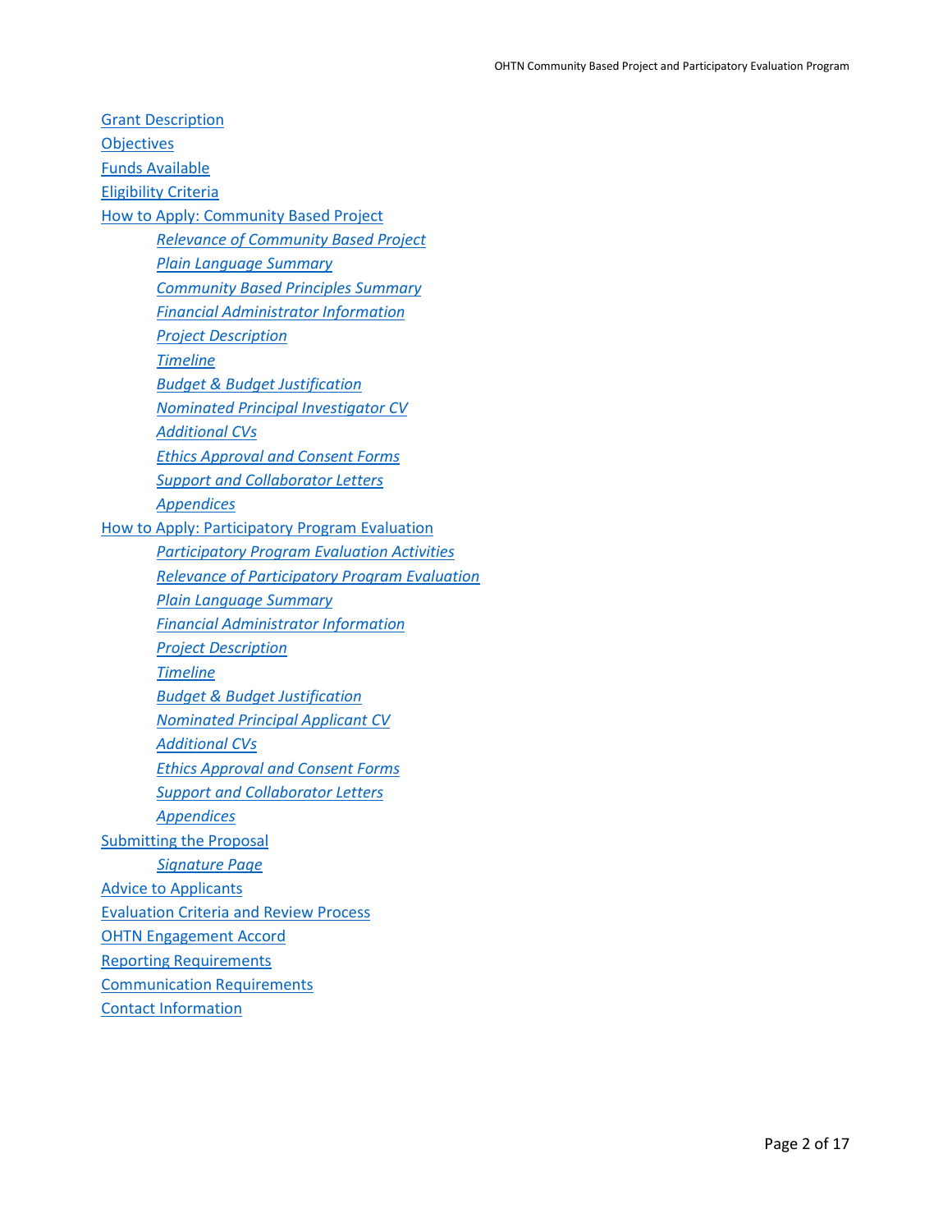- Grant Description
- Objectives
- Funds Available
- Eligibility Criteria
- How to Apply: Community Based Project
    - *Relevance of Community Based Project*
    - *Plain Language Summary*
    - *Community Based Principles Summary*
    - *Financial Administrator Information*
    - *Project Description*
    - *Timeline*
    - *Budget & Budget Justification*
    - *Nominated Principal Investigator CV*
    - *Additional CVs*
    - *Ethics Approval and Consent Forms*
    - *Support and Collaborator Letters*
    - *Appendices*
- How to Apply: Participatory Program Evaluation
    - *Participatory Program Evaluation Activities*
    - *Relevance of Participatory Program Evaluation*
    - *Plain Language Summary*
    - *Financial Administrator Information*
    - *Project Description*
    - *Timeline*
    - *Budget & Budget Justification*
    - *Nominated Principal Applicant CV*
    - *Additional CVs*
    - *Ethics Approval and Consent Forms*
    - *Support and Collaborator Letters*
    - *Appendices*
- Submitting the Proposal
    - *Signature Page*
- Advice to Applicants
- Evaluation Criteria and Review Process
- OHTN Engagement Accord
- Reporting Requirements
- Communication Requirements
- Contact Information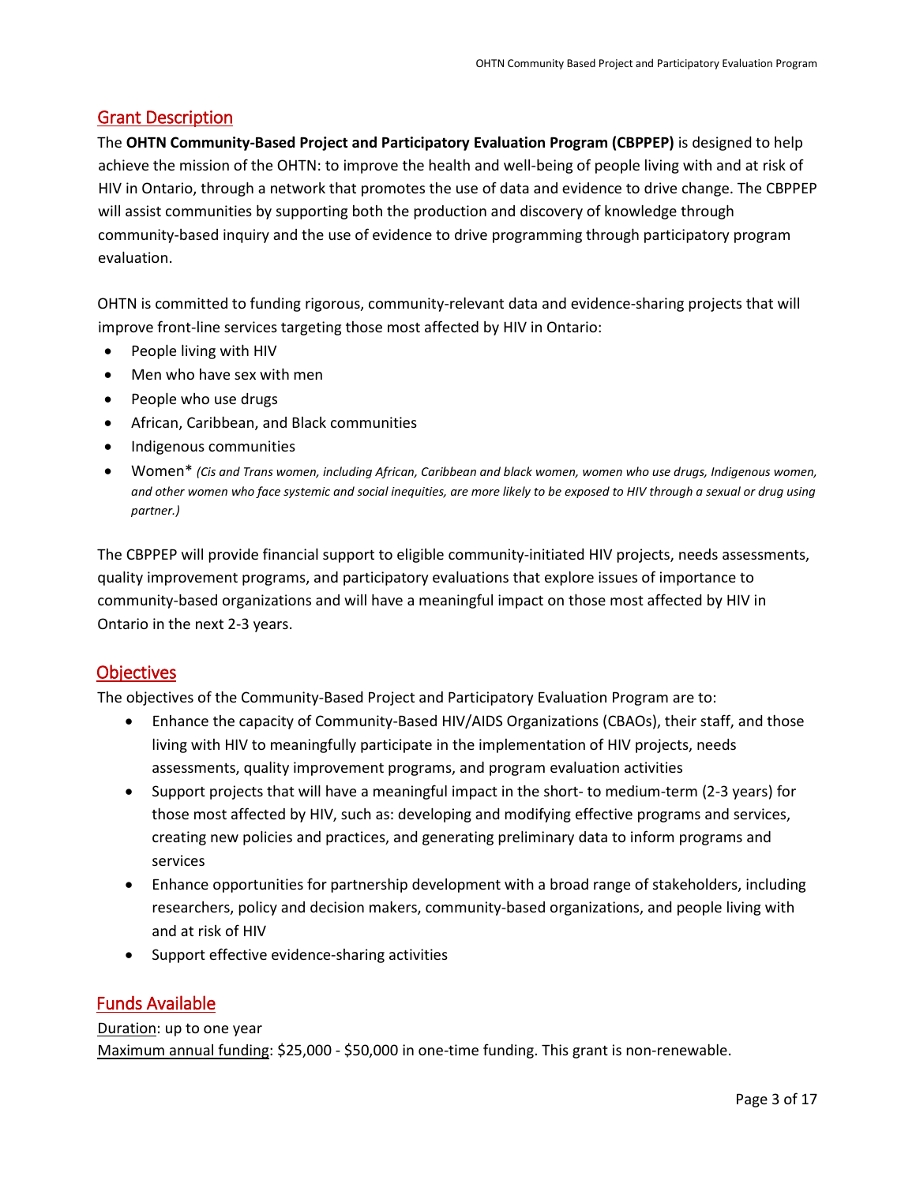## Grant Description

The **OHTN Community-Based Project and Participatory Evaluation Program (CBPPEP)** is designed to help achieve the mission of the OHTN: to improve the health and well-being of people living with and at risk of HIV in Ontario, through a network that promotes the use of data and evidence to drive change. The CBPPEP will assist communities by supporting both the production and discovery of knowledge through community-based inquiry and the use of evidence to drive programming through participatory program evaluation.

OHTN is committed to funding rigorous, community-relevant data and evidence-sharing projects that will improve front-line services targeting those most affected by HIV in Ontario:

- People living with HIV
- Men who have sex with men
- People who use drugs
- African, Caribbean, and Black communities
- Indigenous communities
- Women* *(Cis and Trans women, including African, Caribbean and black women, women who use drugs, Indigenous women, and other women who face systemic and social inequities, are more likely to be exposed to HIV through a sexual or drug using partner.)*

The CBPPEP will provide financial support to eligible community-initiated HIV projects, needs assessments, quality improvement programs, and participatory evaluations that explore issues of importance to community-based organizations and will have a meaningful impact on those most affected by HIV in Ontario in the next 2-3 years.

## Objectives

The objectives of the Community-Based Project and Participatory Evaluation Program are to:

- Enhance the capacity of Community-Based HIV/AIDS Organizations (CBAOs), their staff, and those living with HIV to meaningfully participate in the implementation of HIV projects, needs assessments, quality improvement programs, and program evaluation activities
- Support projects that will have a meaningful impact in the short- to medium-term (2-3 years) for those most affected by HIV, such as: developing and modifying effective programs and services, creating new policies and practices, and generating preliminary data to inform programs and services
- Enhance opportunities for partnership development with a broad range of stakeholders, including researchers, policy and decision makers, community-based organizations, and people living with and at risk of HIV
- Support effective evidence-sharing activities

## Funds Available

Duration: up to one year
Maximum annual funding: $25,000 - $50,000 in one-time funding. This grant is non-renewable.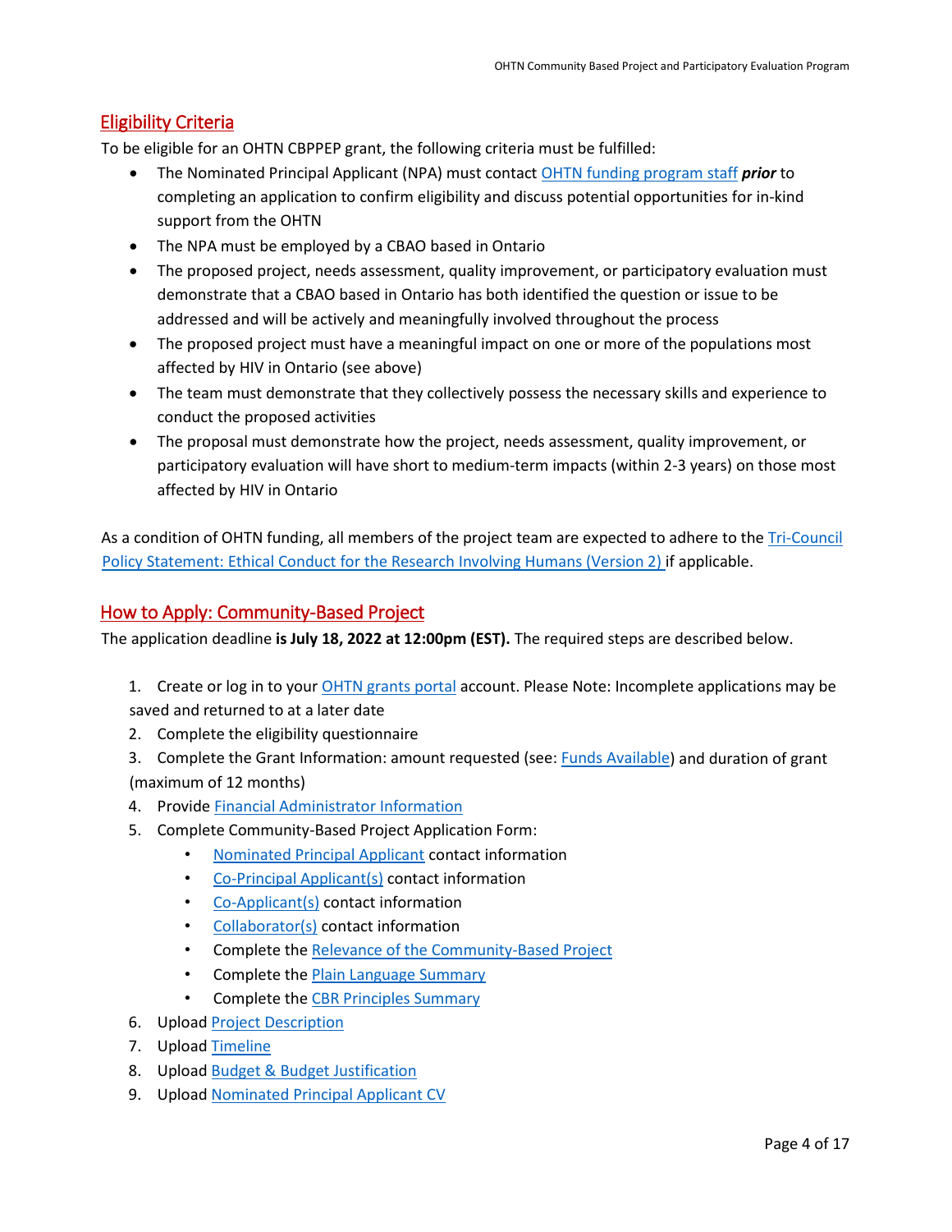## Eligibility Criteria

To be eligible for an OHTN CBPPEP grant, the following criteria must be fulfilled:

- The Nominated Principal Applicant (NPA) must contact OHTN funding program staff ***prior*** to completing an application to confirm eligibility and discuss potential opportunities for in-kind support from the OHTN
- The NPA must be employed by a CBAO based in Ontario
- The proposed project, needs assessment, quality improvement, or participatory evaluation must demonstrate that a CBAO based in Ontario has both identified the question or issue to be addressed and will be actively and meaningfully involved throughout the process
- The proposed project must have a meaningful impact on one or more of the populations most affected by HIV in Ontario (see above)
- The team must demonstrate that they collectively possess the necessary skills and experience to conduct the proposed activities
- The proposal must demonstrate how the project, needs assessment, quality improvement, or participatory evaluation will have short to medium-term impacts (within 2-3 years) on those most affected by HIV in Ontario

As a condition of OHTN funding, all members of the project team are expected to adhere to the Tri-Council Policy Statement: Ethical Conduct for the Research Involving Humans (Version 2) if applicable.

## How to Apply: Community-Based Project

The application deadline **is July 18, 2022 at 12:00pm (EST).** The required steps are described below.

1. Create or log in to your OHTN grants portal account. Please Note: Incomplete applications may be saved and returned to at a later date
2. Complete the eligibility questionnaire
3. Complete the Grant Information: amount requested (see: Funds Available) and duration of grant (maximum of 12 months)
4. Provide Financial Administrator Information
5. Complete Community-Based Project Application Form:
   - Nominated Principal Applicant contact information
   - Co-Principal Applicant(s) contact information
   - Co-Applicant(s) contact information
   - Collaborator(s) contact information
   - Complete the Relevance of the Community-Based Project
   - Complete the Plain Language Summary
   - Complete the CBR Principles Summary
6. Upload Project Description
7. Upload Timeline
8. Upload Budget & Budget Justification
9. Upload Nominated Principal Applicant CV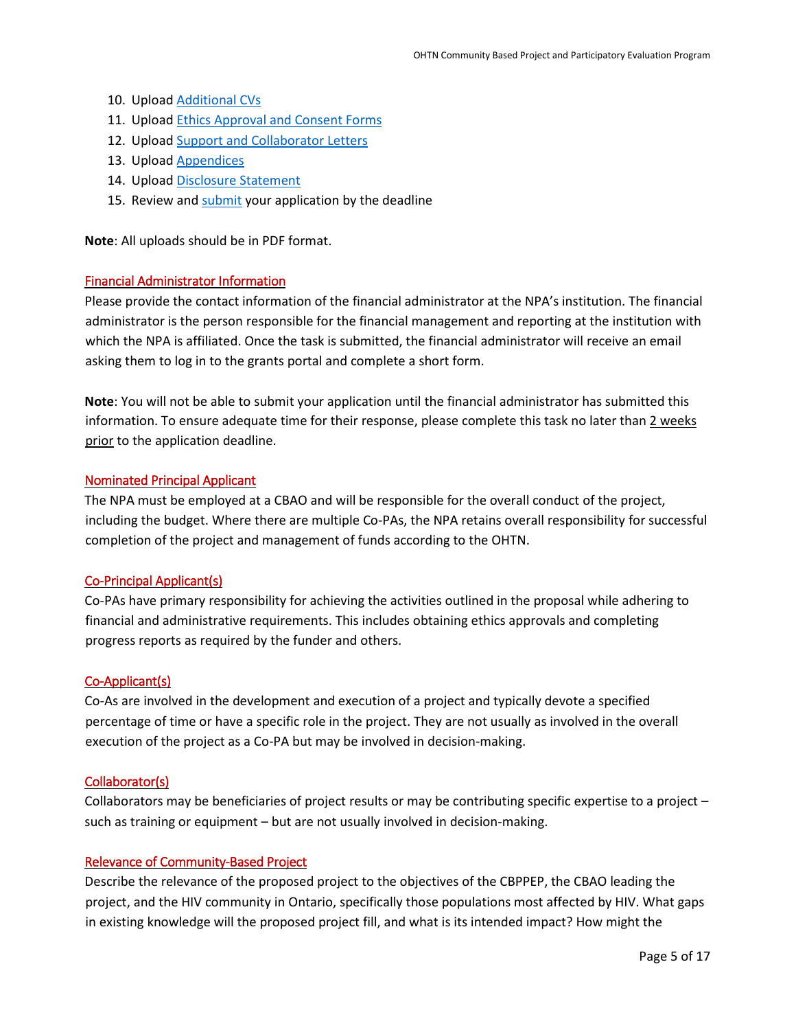10. Upload Additional CVs
11. Upload Ethics Approval and Consent Forms
12. Upload Support and Collaborator Letters
13. Upload Appendices
14. Upload Disclosure Statement
15. Review and submit your application by the deadline

**Note**: All uploads should be in PDF format.

### Financial Administrator Information

Please provide the contact information of the financial administrator at the NPA's institution. The financial administrator is the person responsible for the financial management and reporting at the institution with which the NPA is affiliated. Once the task is submitted, the financial administrator will receive an email asking them to log in to the grants portal and complete a short form.

**Note**: You will not be able to submit your application until the financial administrator has submitted this information. To ensure adequate time for their response, please complete this task no later than 2 weeks prior to the application deadline.

### Nominated Principal Applicant

The NPA must be employed at a CBAO and will be responsible for the overall conduct of the project, including the budget. Where there are multiple Co-PAs, the NPA retains overall responsibility for successful completion of the project and management of funds according to the OHTN.

### Co-Principal Applicant(s)

Co-PAs have primary responsibility for achieving the activities outlined in the proposal while adhering to financial and administrative requirements. This includes obtaining ethics approvals and completing progress reports as required by the funder and others.

### Co-Applicant(s)

Co-As are involved in the development and execution of a project and typically devote a specified percentage of time or have a specific role in the project. They are not usually as involved in the overall execution of the project as a Co-PA but may be involved in decision-making.

### Collaborator(s)

Collaborators may be beneficiaries of project results or may be contributing specific expertise to a project – such as training or equipment – but are not usually involved in decision-making.

### Relevance of Community-Based Project

Describe the relevance of the proposed project to the objectives of the CBPPEP, the CBAO leading the project, and the HIV community in Ontario, specifically those populations most affected by HIV. What gaps in existing knowledge will the proposed project fill, and what is its intended impact? How might the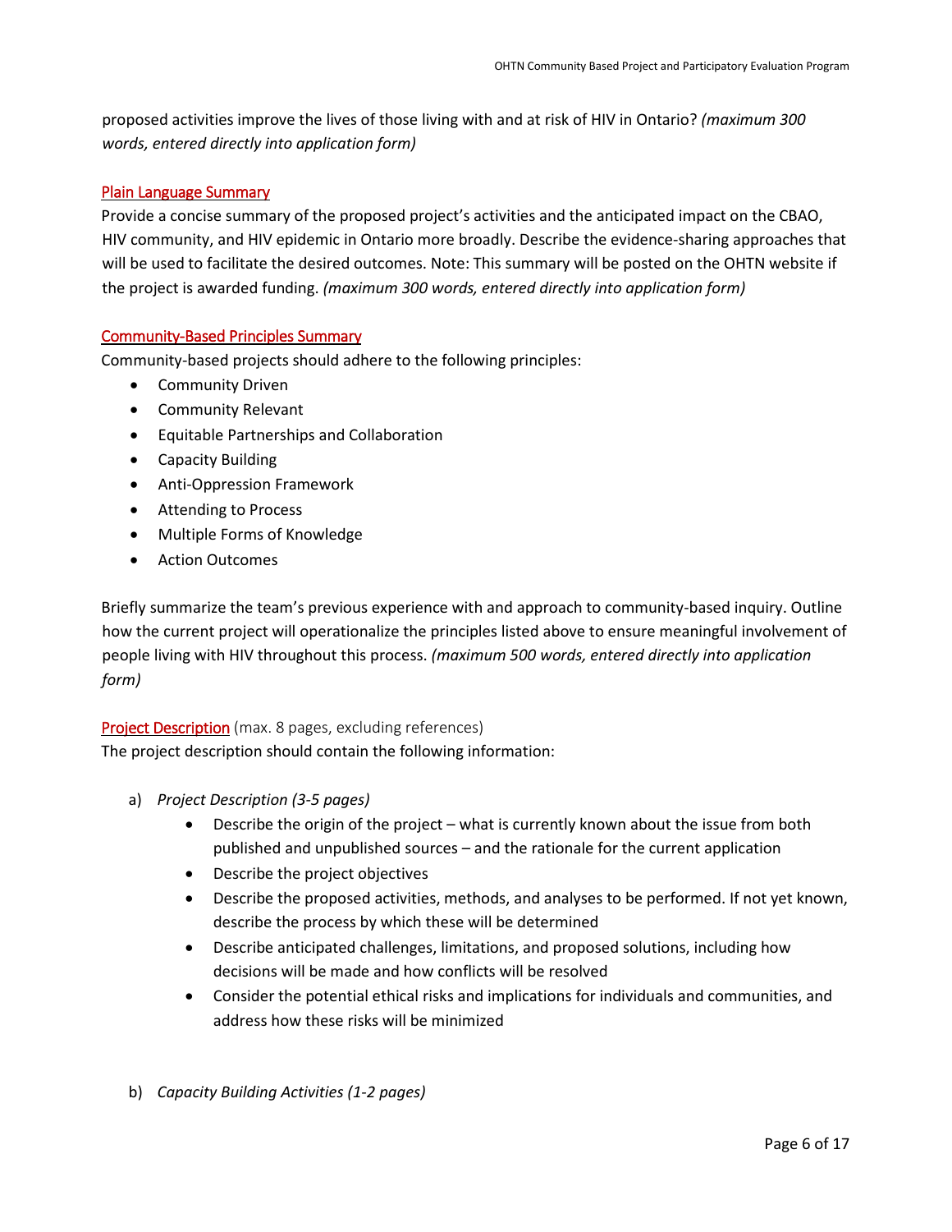proposed activities improve the lives of those living with and at risk of HIV in Ontario? *(maximum 300 words, entered directly into application form)*

### Plain Language Summary

Provide a concise summary of the proposed project's activities and the anticipated impact on the CBAO, HIV community, and HIV epidemic in Ontario more broadly. Describe the evidence-sharing approaches that will be used to facilitate the desired outcomes. Note: This summary will be posted on the OHTN website if the project is awarded funding. *(maximum 300 words, entered directly into application form)*

### Community-Based Principles Summary

Community-based projects should adhere to the following principles:

- Community Driven
- Community Relevant
- Equitable Partnerships and Collaboration
- Capacity Building
- Anti-Oppression Framework
- Attending to Process
- Multiple Forms of Knowledge
- Action Outcomes

Briefly summarize the team's previous experience with and approach to community-based inquiry. Outline how the current project will operationalize the principles listed above to ensure meaningful involvement of people living with HIV throughout this process. *(maximum 500 words, entered directly into application form)*

### Project Description (max. 8 pages, excluding references)

The project description should contain the following information:

a) *Project Description (3-5 pages)*
   - Describe the origin of the project – what is currently known about the issue from both published and unpublished sources – and the rationale for the current application
   - Describe the project objectives
   - Describe the proposed activities, methods, and analyses to be performed. If not yet known, describe the process by which these will be determined
   - Describe anticipated challenges, limitations, and proposed solutions, including how decisions will be made and how conflicts will be resolved
   - Consider the potential ethical risks and implications for individuals and communities, and address how these risks will be minimized

b) *Capacity Building Activities (1-2 pages)*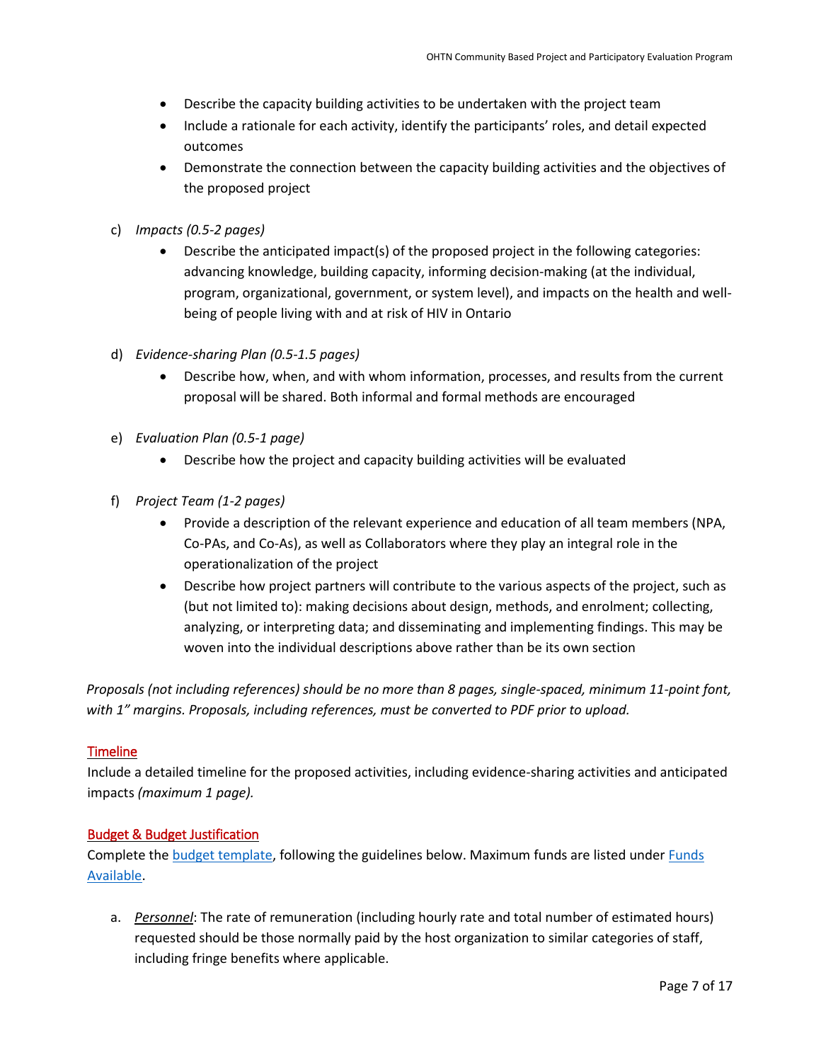- Describe the capacity building activities to be undertaken with the project team
- Include a rationale for each activity, identify the participants' roles, and detail expected outcomes
- Demonstrate the connection between the capacity building activities and the objectives of the proposed project

c) *Impacts (0.5-2 pages)*

- Describe the anticipated impact(s) of the proposed project in the following categories: advancing knowledge, building capacity, informing decision-making (at the individual, program, organizational, government, or system level), and impacts on the health and well-being of people living with and at risk of HIV in Ontario

d) *Evidence-sharing Plan (0.5-1.5 pages)*

- Describe how, when, and with whom information, processes, and results from the current proposal will be shared. Both informal and formal methods are encouraged

e) *Evaluation Plan (0.5-1 page)*

- Describe how the project and capacity building activities will be evaluated

f) *Project Team (1-2 pages)*

- Provide a description of the relevant experience and education of all team members (NPA, Co-PAs, and Co-As), as well as Collaborators where they play an integral role in the operationalization of the project
- Describe how project partners will contribute to the various aspects of the project, such as (but not limited to): making decisions about design, methods, and enrolment; collecting, analyzing, or interpreting data; and disseminating and implementing findings. This may be woven into the individual descriptions above rather than be its own section

*Proposals (not including references) should be no more than 8 pages, single-spaced, minimum 11-point font, with 1" margins. Proposals, including references, must be converted to PDF prior to upload.*

## Timeline

Include a detailed timeline for the proposed activities, including evidence-sharing activities and anticipated impacts *(maximum 1 page).*

## Budget & Budget Justification

Complete the budget template, following the guidelines below. Maximum funds are listed under Funds Available.

a. ***Personnel***: The rate of remuneration (including hourly rate and total number of estimated hours) requested should be those normally paid by the host organization to similar categories of staff, including fringe benefits where applicable.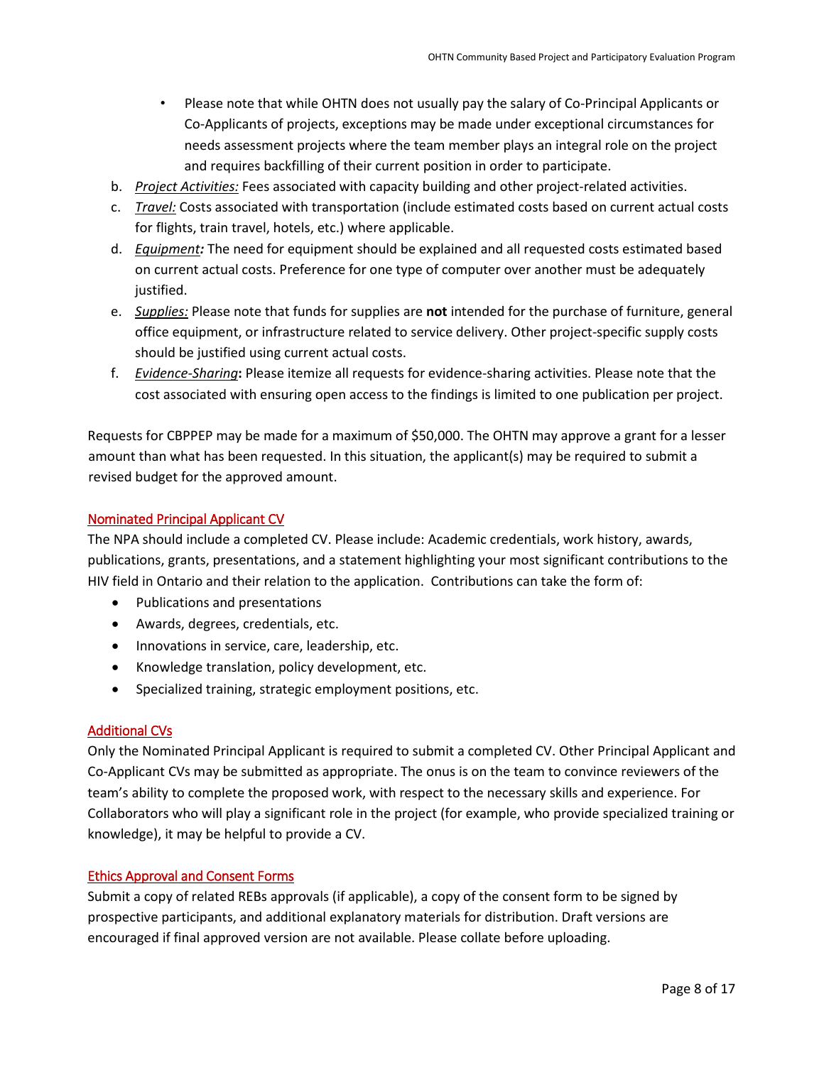- Please note that while OHTN does not usually pay the salary of Co-Principal Applicants or Co-Applicants of projects, exceptions may be made under exceptional circumstances for needs assessment projects where the team member plays an integral role on the project and requires backfilling of their current position in order to participate.

b. *Project Activities:* Fees associated with capacity building and other project-related activities.
c. *Travel:* Costs associated with transportation (include estimated costs based on current actual costs for flights, train travel, hotels, etc.) where applicable.
d. *Equipment:* The need for equipment should be explained and all requested costs estimated based on current actual costs. Preference for one type of computer over another must be adequately justified.
e. *Supplies:* Please note that funds for supplies are **not** intended for the purchase of furniture, general office equipment, or infrastructure related to service delivery. Other project-specific supply costs should be justified using current actual costs.
f. *Evidence-Sharing***:** Please itemize all requests for evidence-sharing activities. Please note that the cost associated with ensuring open access to the findings is limited to one publication per project.

Requests for CBPPEP may be made for a maximum of $50,000. The OHTN may approve a grant for a lesser amount than what has been requested. In this situation, the applicant(s) may be required to submit a revised budget for the approved amount.

## Nominated Principal Applicant CV

The NPA should include a completed CV. Please include: Academic credentials, work history, awards, publications, grants, presentations, and a statement highlighting your most significant contributions to the HIV field in Ontario and their relation to the application. Contributions can take the form of:

- Publications and presentations
- Awards, degrees, credentials, etc.
- Innovations in service, care, leadership, etc.
- Knowledge translation, policy development, etc.
- Specialized training, strategic employment positions, etc.

## Additional CVs

Only the Nominated Principal Applicant is required to submit a completed CV. Other Principal Applicant and Co-Applicant CVs may be submitted as appropriate. The onus is on the team to convince reviewers of the team's ability to complete the proposed work, with respect to the necessary skills and experience. For Collaborators who will play a significant role in the project (for example, who provide specialized training or knowledge), it may be helpful to provide a CV.

## Ethics Approval and Consent Forms

Submit a copy of related REBs approvals (if applicable), a copy of the consent form to be signed by prospective participants, and additional explanatory materials for distribution. Draft versions are encouraged if final approved version are not available. Please collate before uploading.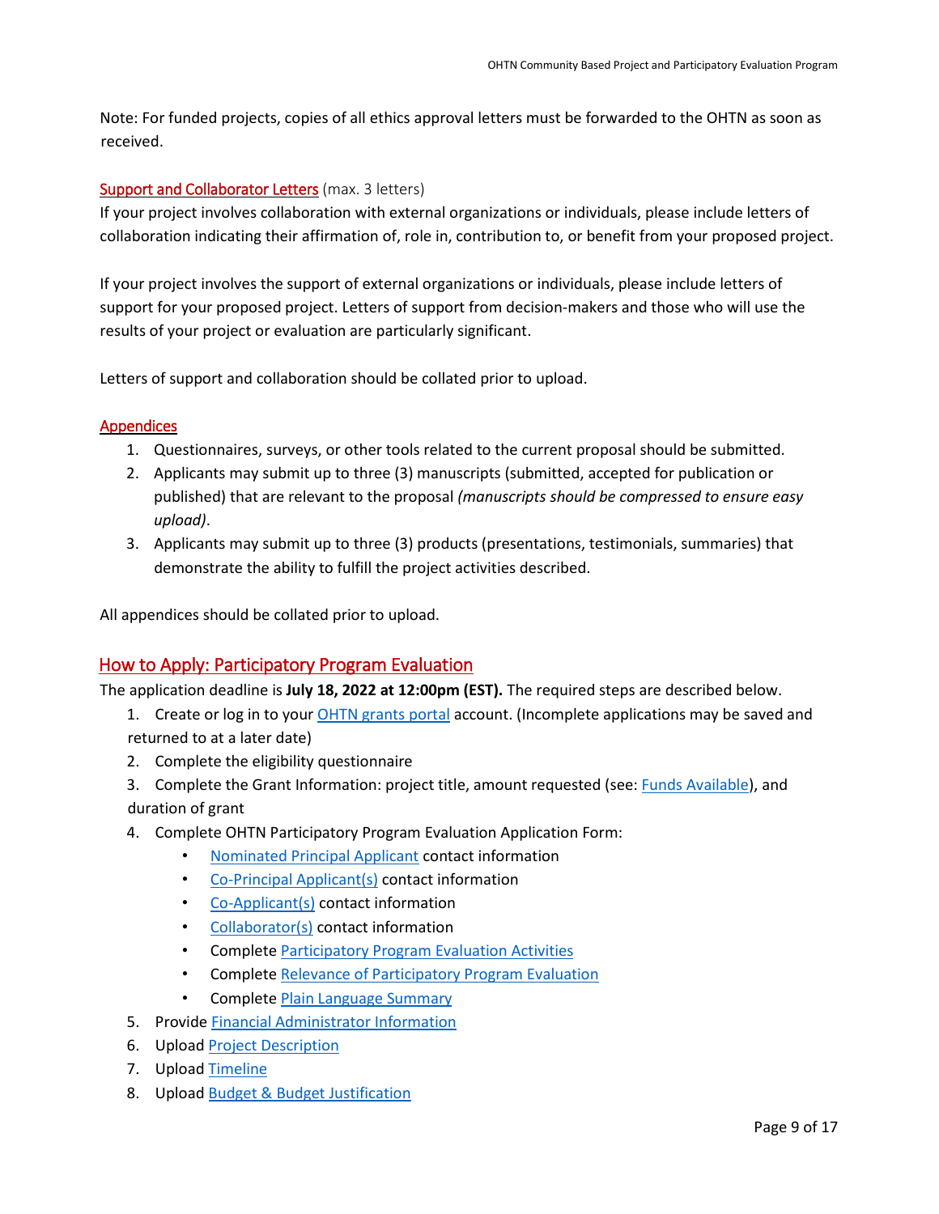Note: For funded projects, copies of all ethics approval letters must be forwarded to the OHTN as soon as received.

### Support and Collaborator Letters (max. 3 letters)

If your project involves collaboration with external organizations or individuals, please include letters of collaboration indicating their affirmation of, role in, contribution to, or benefit from your proposed project.

If your project involves the support of external organizations or individuals, please include letters of support for your proposed project. Letters of support from decision-makers and those who will use the results of your project or evaluation are particularly significant.

Letters of support and collaboration should be collated prior to upload.

### Appendices

1. Questionnaires, surveys, or other tools related to the current proposal should be submitted.
2. Applicants may submit up to three (3) manuscripts (submitted, accepted for publication or published) that are relevant to the proposal *(manuscripts should be compressed to ensure easy upload)*.
3. Applicants may submit up to three (3) products (presentations, testimonials, summaries) that demonstrate the ability to fulfill the project activities described.

All appendices should be collated prior to upload.

## How to Apply: Participatory Program Evaluation

The application deadline is **July 18, 2022 at 12:00pm (EST).** The required steps are described below.

1. Create or log in to your OHTN grants portal account. (Incomplete applications may be saved and returned to at a later date)
2. Complete the eligibility questionnaire
3. Complete the Grant Information: project title, amount requested (see: Funds Available), and duration of grant
4. Complete OHTN Participatory Program Evaluation Application Form:
   - Nominated Principal Applicant contact information
   - Co-Principal Applicant(s) contact information
   - Co-Applicant(s) contact information
   - Collaborator(s) contact information
   - Complete Participatory Program Evaluation Activities
   - Complete Relevance of Participatory Program Evaluation
   - Complete Plain Language Summary
5. Provide Financial Administrator Information
6. Upload Project Description
7. Upload Timeline
8. Upload Budget & Budget Justification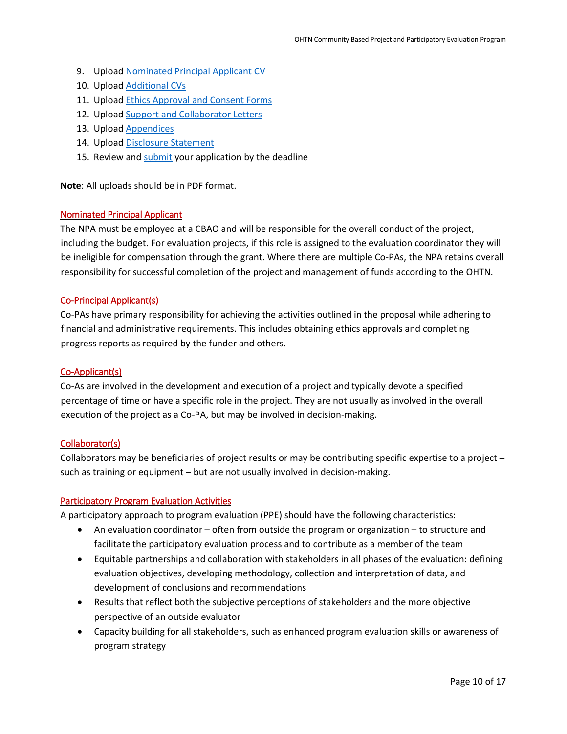9. Upload Nominated Principal Applicant CV
10. Upload Additional CVs
11. Upload Ethics Approval and Consent Forms
12. Upload Support and Collaborator Letters
13. Upload Appendices
14. Upload Disclosure Statement
15. Review and submit your application by the deadline

**Note**: All uploads should be in PDF format.

### Nominated Principal Applicant

The NPA must be employed at a CBAO and will be responsible for the overall conduct of the project, including the budget. For evaluation projects, if this role is assigned to the evaluation coordinator they will be ineligible for compensation through the grant. Where there are multiple Co-PAs, the NPA retains overall responsibility for successful completion of the project and management of funds according to the OHTN.

### Co-Principal Applicant(s)

Co-PAs have primary responsibility for achieving the activities outlined in the proposal while adhering to financial and administrative requirements. This includes obtaining ethics approvals and completing progress reports as required by the funder and others.

### Co-Applicant(s)

Co-As are involved in the development and execution of a project and typically devote a specified percentage of time or have a specific role in the project. They are not usually as involved in the overall execution of the project as a Co-PA, but may be involved in decision-making.

### Collaborator(s)

Collaborators may be beneficiaries of project results or may be contributing specific expertise to a project – such as training or equipment – but are not usually involved in decision-making.

### Participatory Program Evaluation Activities

A participatory approach to program evaluation (PPE) should have the following characteristics:

- An evaluation coordinator – often from outside the program or organization – to structure and facilitate the participatory evaluation process and to contribute as a member of the team
- Equitable partnerships and collaboration with stakeholders in all phases of the evaluation: defining evaluation objectives, developing methodology, collection and interpretation of data, and development of conclusions and recommendations
- Results that reflect both the subjective perceptions of stakeholders and the more objective perspective of an outside evaluator
- Capacity building for all stakeholders, such as enhanced program evaluation skills or awareness of program strategy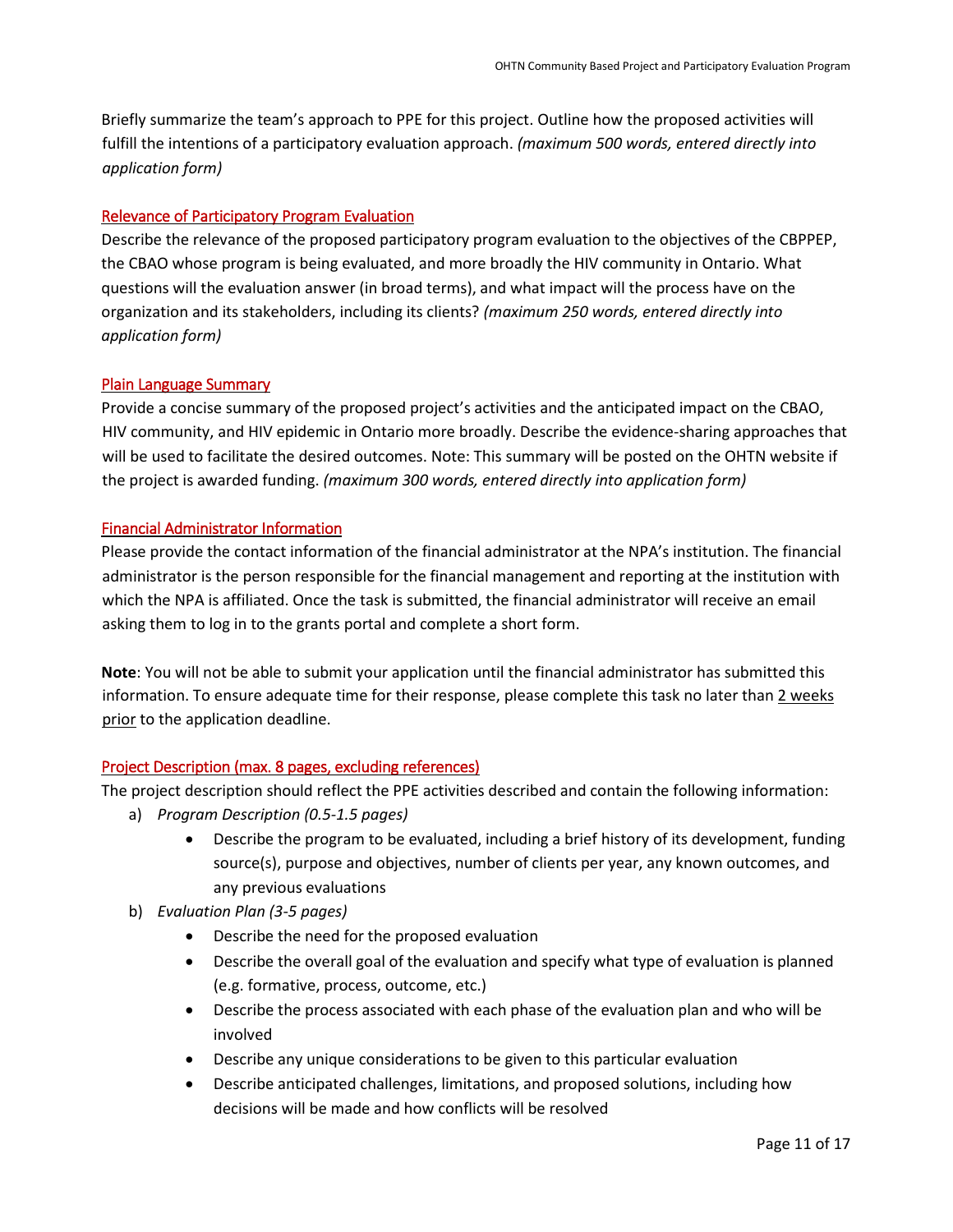Briefly summarize the team's approach to PPE for this project. Outline how the proposed activities will fulfill the intentions of a participatory evaluation approach. *(maximum 500 words, entered directly into application form)*

### Relevance of Participatory Program Evaluation

Describe the relevance of the proposed participatory program evaluation to the objectives of the CBPPEP, the CBAO whose program is being evaluated, and more broadly the HIV community in Ontario. What questions will the evaluation answer (in broad terms), and what impact will the process have on the organization and its stakeholders, including its clients? *(maximum 250 words, entered directly into application form)*

### Plain Language Summary

Provide a concise summary of the proposed project's activities and the anticipated impact on the CBAO, HIV community, and HIV epidemic in Ontario more broadly. Describe the evidence-sharing approaches that will be used to facilitate the desired outcomes. Note: This summary will be posted on the OHTN website if the project is awarded funding. *(maximum 300 words, entered directly into application form)*

### Financial Administrator Information

Please provide the contact information of the financial administrator at the NPA's institution. The financial administrator is the person responsible for the financial management and reporting at the institution with which the NPA is affiliated. Once the task is submitted, the financial administrator will receive an email asking them to log in to the grants portal and complete a short form.

**Note**: You will not be able to submit your application until the financial administrator has submitted this information. To ensure adequate time for their response, please complete this task no later than 2 weeks prior to the application deadline.

### Project Description (max. 8 pages, excluding references)

The project description should reflect the PPE activities described and contain the following information:

a) *Program Description (0.5-1.5 pages)*
   - Describe the program to be evaluated, including a brief history of its development, funding source(s), purpose and objectives, number of clients per year, any known outcomes, and any previous evaluations

b) *Evaluation Plan (3-5 pages)*
   - Describe the need for the proposed evaluation
   - Describe the overall goal of the evaluation and specify what type of evaluation is planned (e.g. formative, process, outcome, etc.)
   - Describe the process associated with each phase of the evaluation plan and who will be involved
   - Describe any unique considerations to be given to this particular evaluation
   - Describe anticipated challenges, limitations, and proposed solutions, including how decisions will be made and how conflicts will be resolved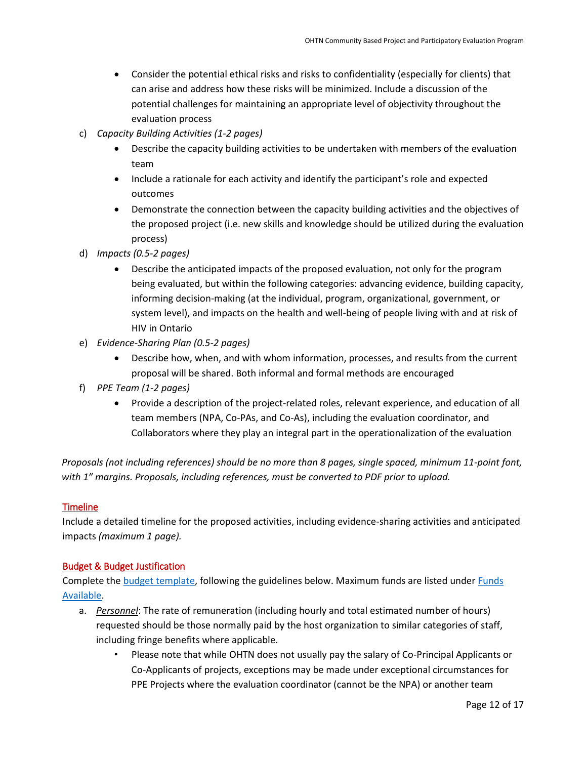- Consider the potential ethical risks and risks to confidentiality (especially for clients) that can arise and address how these risks will be minimized. Include a discussion of the potential challenges for maintaining an appropriate level of objectivity throughout the evaluation process

c) *Capacity Building Activities (1-2 pages)*
   - Describe the capacity building activities to be undertaken with members of the evaluation team
   - Include a rationale for each activity and identify the participant's role and expected outcomes
   - Demonstrate the connection between the capacity building activities and the objectives of the proposed project (i.e. new skills and knowledge should be utilized during the evaluation process)

d) *Impacts (0.5-2 pages)*
   - Describe the anticipated impacts of the proposed evaluation, not only for the program being evaluated, but within the following categories: advancing evidence, building capacity, informing decision-making (at the individual, program, organizational, government, or system level), and impacts on the health and well-being of people living with and at risk of HIV in Ontario

e) *Evidence-Sharing Plan (0.5-2 pages)*
   - Describe how, when, and with whom information, processes, and results from the current proposal will be shared. Both informal and formal methods are encouraged

f) *PPE Team (1-2 pages)*
   - Provide a description of the project-related roles, relevant experience, and education of all team members (NPA, Co-PAs, and Co-As), including the evaluation coordinator, and Collaborators where they play an integral part in the operationalization of the evaluation

*Proposals (not including references) should be no more than 8 pages, single spaced, minimum 11-point font, with 1" margins. Proposals, including references, must be converted to PDF prior to upload.*

## Timeline

Include a detailed timeline for the proposed activities, including evidence-sharing activities and anticipated impacts *(maximum 1 page).*

## Budget & Budget Justification

Complete the budget template, following the guidelines below. Maximum funds are listed under Funds Available.

a. *Personnel*: The rate of remuneration (including hourly and total estimated number of hours) requested should be those normally paid by the host organization to similar categories of staff, including fringe benefits where applicable.
   - Please note that while OHTN does not usually pay the salary of Co-Principal Applicants or Co-Applicants of projects, exceptions may be made under exceptional circumstances for PPE Projects where the evaluation coordinator (cannot be the NPA) or another team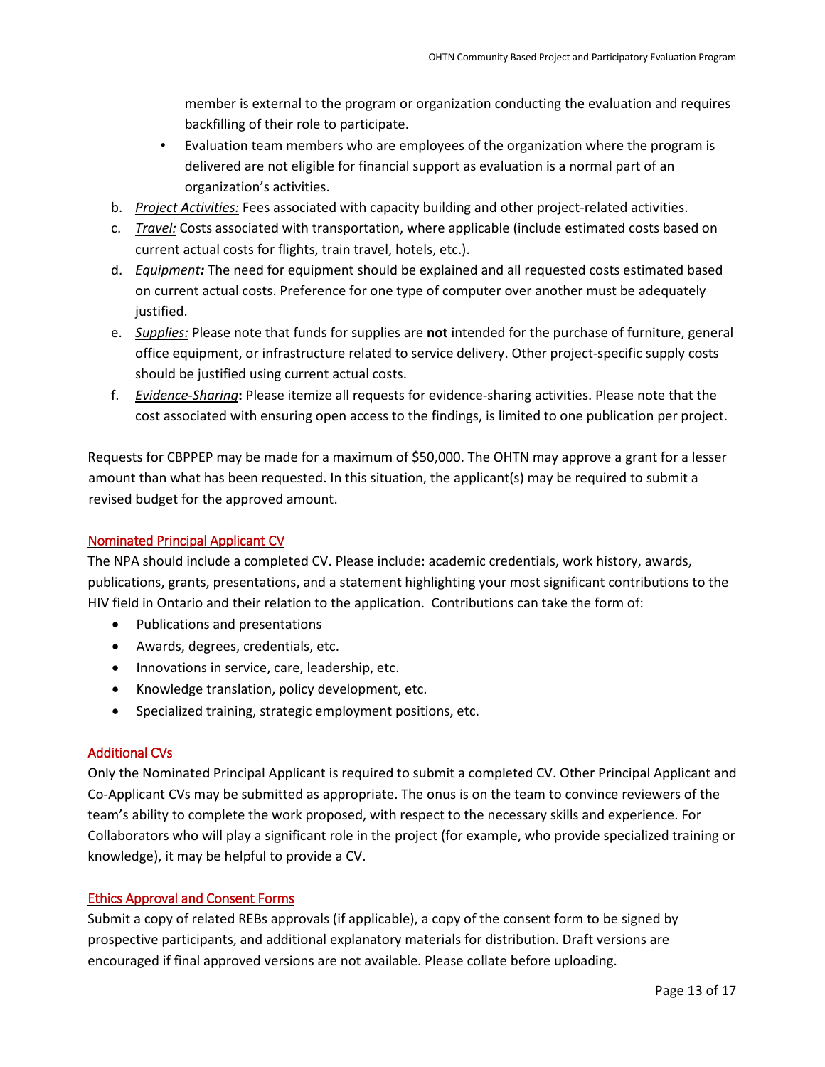member is external to the program or organization conducting the evaluation and requires backfilling of their role to participate.

- Evaluation team members who are employees of the organization where the program is delivered are not eligible for financial support as evaluation is a normal part of an organization's activities.

b. *Project Activities:* Fees associated with capacity building and other project-related activities.

c. *Travel:* Costs associated with transportation, where applicable (include estimated costs based on current actual costs for flights, train travel, hotels, etc.).

d. ***Equipment:*** The need for equipment should be explained and all requested costs estimated based on current actual costs. Preference for one type of computer over another must be adequately justified.

e. *Supplies:* Please note that funds for supplies are **not** intended for the purchase of furniture, general office equipment, or infrastructure related to service delivery. Other project-specific supply costs should be justified using current actual costs.

f. ***Evidence-Sharing*:** Please itemize all requests for evidence-sharing activities. Please note that the cost associated with ensuring open access to the findings, is limited to one publication per project.

Requests for CBPPEP may be made for a maximum of $50,000. The OHTN may approve a grant for a lesser amount than what has been requested. In this situation, the applicant(s) may be required to submit a revised budget for the approved amount.

## Nominated Principal Applicant CV

The NPA should include a completed CV. Please include: academic credentials, work history, awards, publications, grants, presentations, and a statement highlighting your most significant contributions to the HIV field in Ontario and their relation to the application. Contributions can take the form of:

- Publications and presentations
- Awards, degrees, credentials, etc.
- Innovations in service, care, leadership, etc.
- Knowledge translation, policy development, etc.
- Specialized training, strategic employment positions, etc.

## Additional CVs

Only the Nominated Principal Applicant is required to submit a completed CV. Other Principal Applicant and Co-Applicant CVs may be submitted as appropriate. The onus is on the team to convince reviewers of the team's ability to complete the work proposed, with respect to the necessary skills and experience. For Collaborators who will play a significant role in the project (for example, who provide specialized training or knowledge), it may be helpful to provide a CV.

## Ethics Approval and Consent Forms

Submit a copy of related REBs approvals (if applicable), a copy of the consent form to be signed by prospective participants, and additional explanatory materials for distribution. Draft versions are encouraged if final approved versions are not available. Please collate before uploading.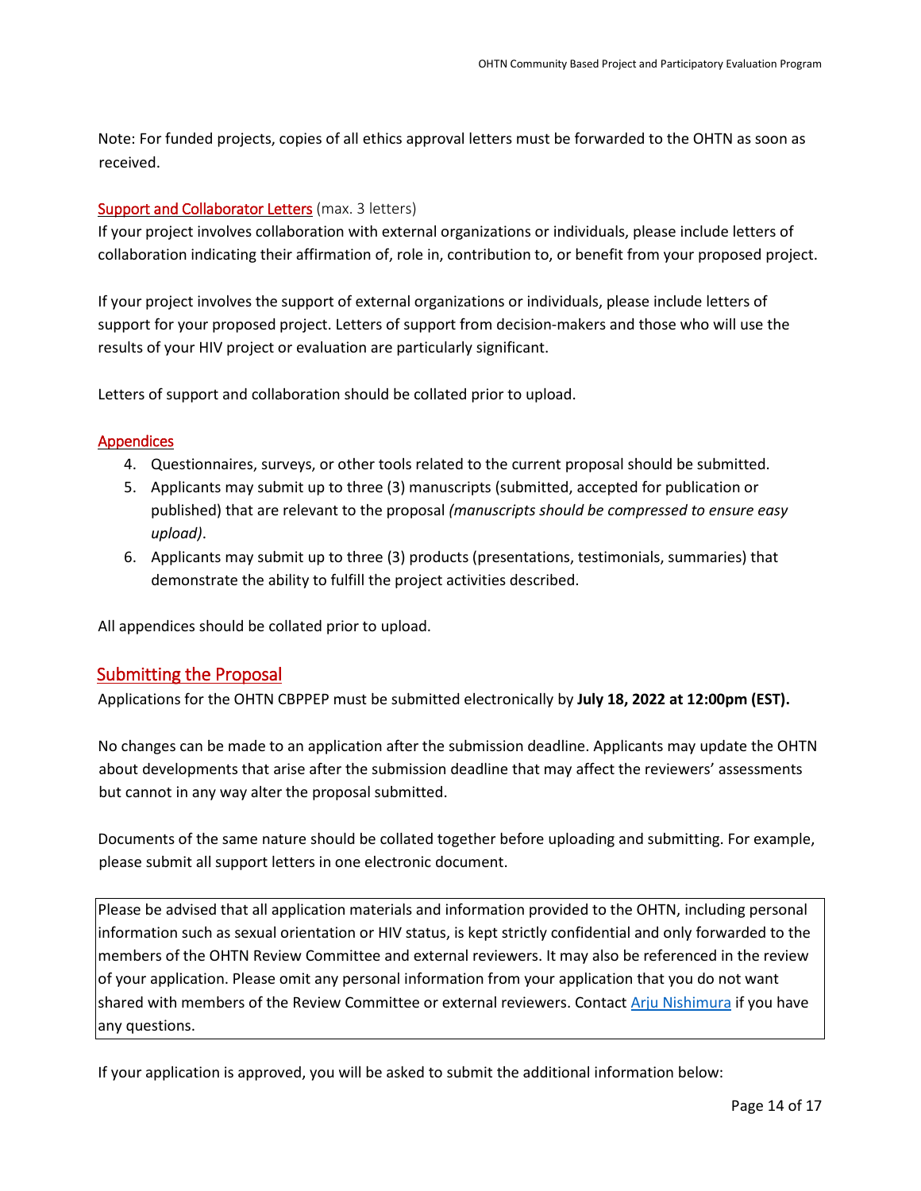Note: For funded projects, copies of all ethics approval letters must be forwarded to the OHTN as soon as received.

### Support and Collaborator Letters (max. 3 letters)

If your project involves collaboration with external organizations or individuals, please include letters of collaboration indicating their affirmation of, role in, contribution to, or benefit from your proposed project.

If your project involves the support of external organizations or individuals, please include letters of support for your proposed project. Letters of support from decision-makers and those who will use the results of your HIV project or evaluation are particularly significant.

Letters of support and collaboration should be collated prior to upload.

### Appendices

4. Questionnaires, surveys, or other tools related to the current proposal should be submitted.
5. Applicants may submit up to three (3) manuscripts (submitted, accepted for publication or published) that are relevant to the proposal *(manuscripts should be compressed to ensure easy upload)*.
6. Applicants may submit up to three (3) products (presentations, testimonials, summaries) that demonstrate the ability to fulfill the project activities described.

All appendices should be collated prior to upload.

## Submitting the Proposal

Applications for the OHTN CBPPEP must be submitted electronically by **July 18, 2022 at 12:00pm (EST).**

No changes can be made to an application after the submission deadline. Applicants may update the OHTN about developments that arise after the submission deadline that may affect the reviewers' assessments but cannot in any way alter the proposal submitted.

Documents of the same nature should be collated together before uploading and submitting. For example, please submit all support letters in one electronic document.

> Please be advised that all application materials and information provided to the OHTN, including personal information such as sexual orientation or HIV status, is kept strictly confidential and only forwarded to the members of the OHTN Review Committee and external reviewers. It may also be referenced in the review of your application. Please omit any personal information from your application that you do not want shared with members of the Review Committee or external reviewers. Contact Arju Nishimura if you have any questions.

If your application is approved, you will be asked to submit the additional information below: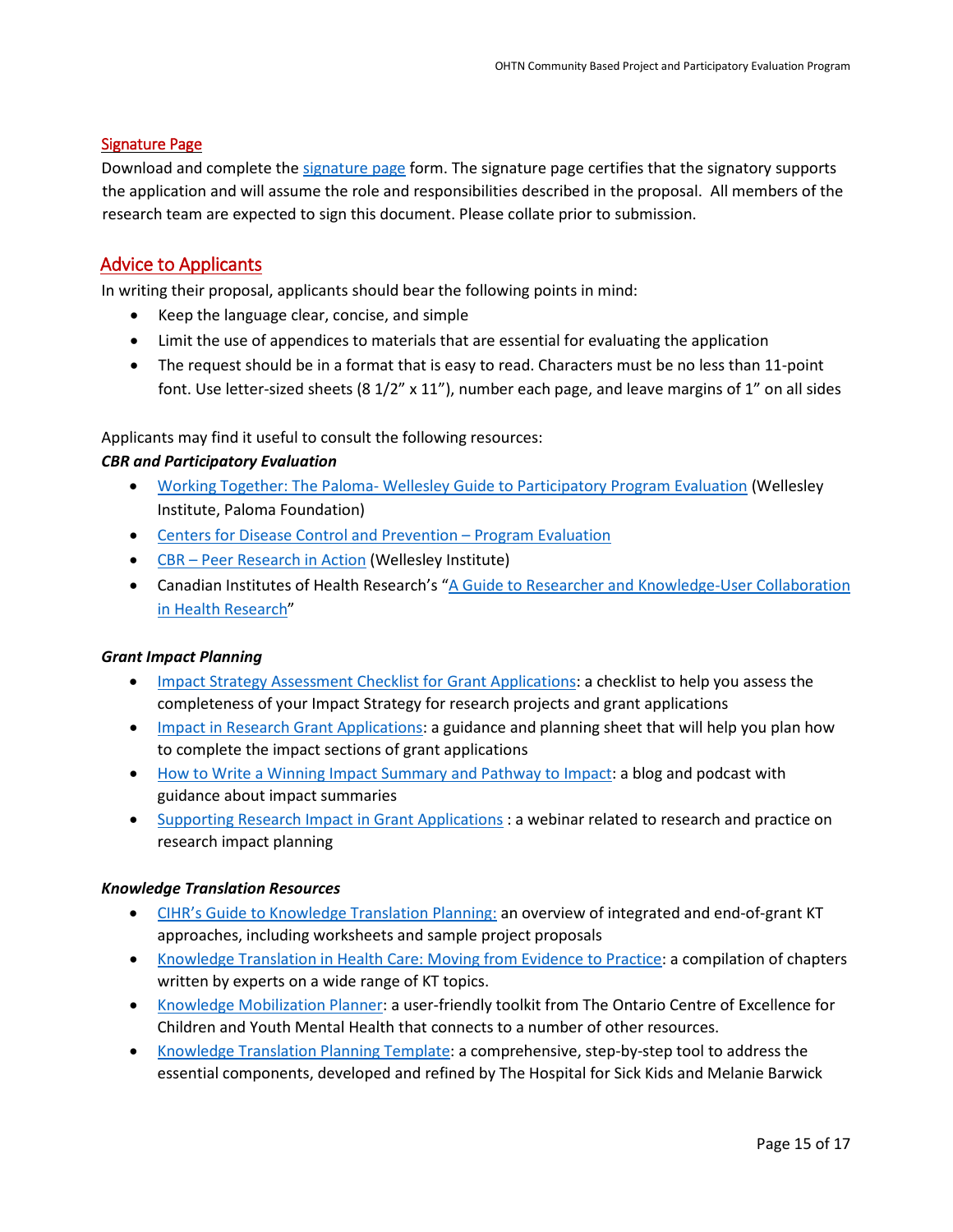### Signature Page

Download and complete the signature page form. The signature page certifies that the signatory supports the application and will assume the role and responsibilities described in the proposal. All members of the research team are expected to sign this document. Please collate prior to submission.

## Advice to Applicants

In writing their proposal, applicants should bear the following points in mind:

- Keep the language clear, concise, and simple
- Limit the use of appendices to materials that are essential for evaluating the application
- The request should be in a format that is easy to read. Characters must be no less than 11-point font. Use letter-sized sheets (8 1/2" x 11"), number each page, and leave margins of 1" on all sides

Applicants may find it useful to consult the following resources:

***CBR and Participatory Evaluation***

- Working Together: The Paloma- Wellesley Guide to Participatory Program Evaluation (Wellesley Institute, Paloma Foundation)
- Centers for Disease Control and Prevention – Program Evaluation
- CBR – Peer Research in Action (Wellesley Institute)
- Canadian Institutes of Health Research's "A Guide to Researcher and Knowledge-User Collaboration in Health Research"

***Grant Impact Planning***

- Impact Strategy Assessment Checklist for Grant Applications: a checklist to help you assess the completeness of your Impact Strategy for research projects and grant applications
- Impact in Research Grant Applications: a guidance and planning sheet that will help you plan how to complete the impact sections of grant applications
- How to Write a Winning Impact Summary and Pathway to Impact: a blog and podcast with guidance about impact summaries
- Supporting Research Impact in Grant Applications : a webinar related to research and practice on research impact planning

***Knowledge Translation Resources***

- CIHR's Guide to Knowledge Translation Planning: an overview of integrated and end-of-grant KT approaches, including worksheets and sample project proposals
- Knowledge Translation in Health Care: Moving from Evidence to Practice: a compilation of chapters written by experts on a wide range of KT topics.
- Knowledge Mobilization Planner: a user-friendly toolkit from The Ontario Centre of Excellence for Children and Youth Mental Health that connects to a number of other resources.
- Knowledge Translation Planning Template: a comprehensive, step-by-step tool to address the essential components, developed and refined by The Hospital for Sick Kids and Melanie Barwick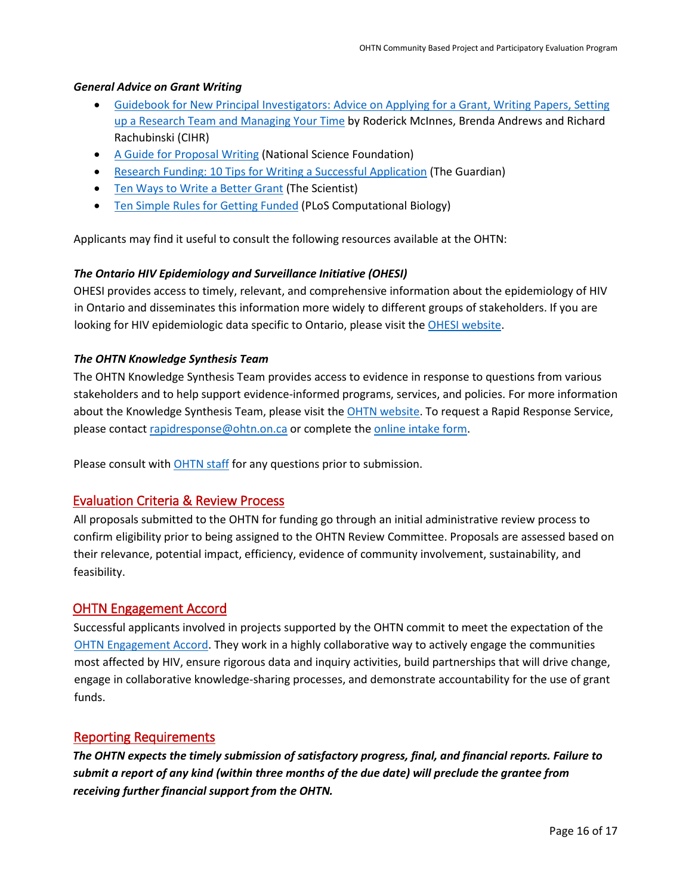***General Advice on Grant Writing***

- Guidebook for New Principal Investigators: Advice on Applying for a Grant, Writing Papers, Setting up a Research Team and Managing Your Time by Roderick McInnes, Brenda Andrews and Richard Rachubinski (CIHR)
- A Guide for Proposal Writing (National Science Foundation)
- Research Funding: 10 Tips for Writing a Successful Application (The Guardian)
- Ten Ways to Write a Better Grant (The Scientist)
- Ten Simple Rules for Getting Funded (PLoS Computational Biology)

Applicants may find it useful to consult the following resources available at the OHTN:

***The Ontario HIV Epidemiology and Surveillance Initiative (OHESI)***

OHESI provides access to timely, relevant, and comprehensive information about the epidemiology of HIV in Ontario and disseminates this information more widely to different groups of stakeholders. If you are looking for HIV epidemiologic data specific to Ontario, please visit the OHESI website.

***The OHTN Knowledge Synthesis Team***

The OHTN Knowledge Synthesis Team provides access to evidence in response to questions from various stakeholders and to help support evidence-informed programs, services, and policies. For more information about the Knowledge Synthesis Team, please visit the OHTN website. To request a Rapid Response Service, please contact rapidresponse@ohtn.on.ca or complete the online intake form.

Please consult with OHTN staff for any questions prior to submission.

## Evaluation Criteria & Review Process

All proposals submitted to the OHTN for funding go through an initial administrative review process to confirm eligibility prior to being assigned to the OHTN Review Committee. Proposals are assessed based on their relevance, potential impact, efficiency, evidence of community involvement, sustainability, and feasibility.

## OHTN Engagement Accord

Successful applicants involved in projects supported by the OHTN commit to meet the expectation of the OHTN Engagement Accord. They work in a highly collaborative way to actively engage the communities most affected by HIV, ensure rigorous data and inquiry activities, build partnerships that will drive change, engage in collaborative knowledge-sharing processes, and demonstrate accountability for the use of grant funds.

## Reporting Requirements

***The OHTN expects the timely submission of satisfactory progress, final, and financial reports. Failure to submit a report of any kind (within three months of the due date) will preclude the grantee from receiving further financial support from the OHTN.***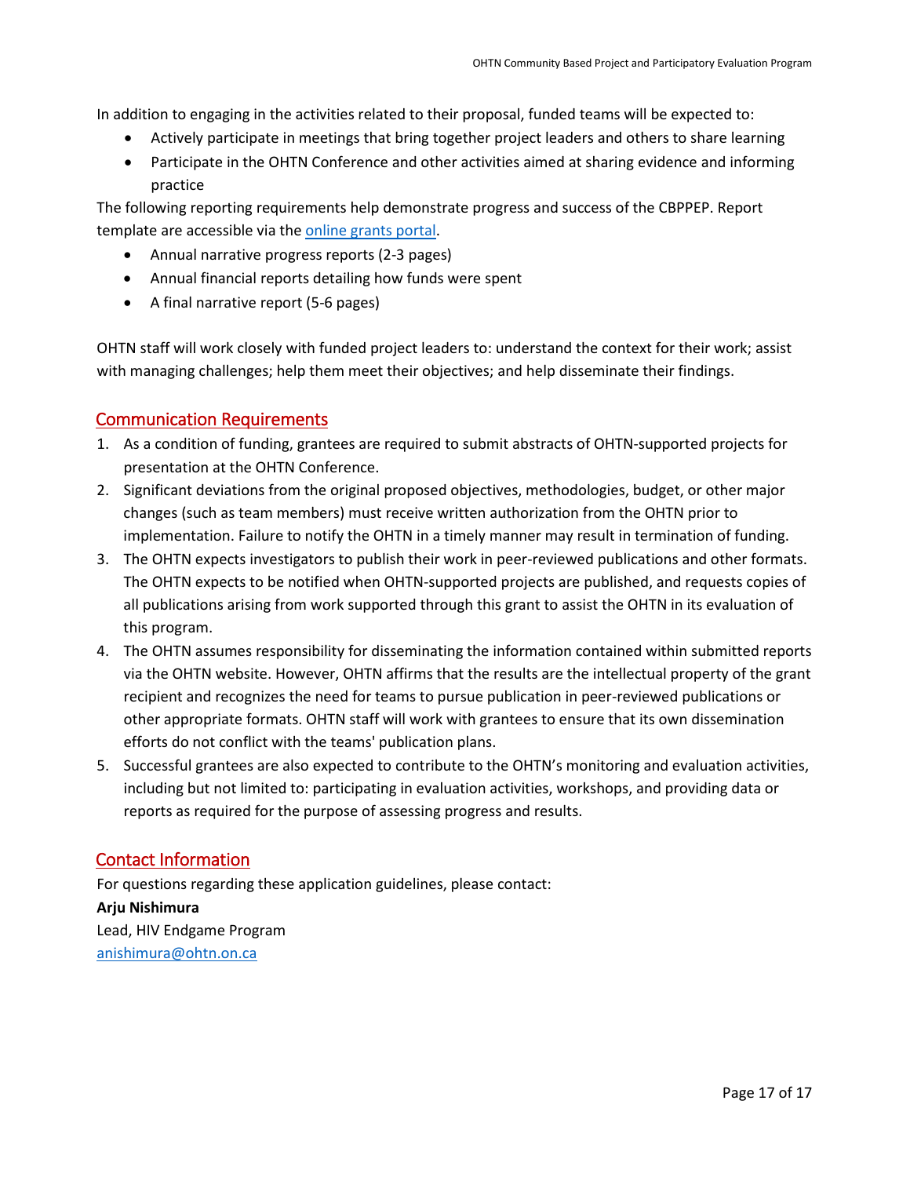In addition to engaging in the activities related to their proposal, funded teams will be expected to:

- Actively participate in meetings that bring together project leaders and others to share learning
- Participate in the OHTN Conference and other activities aimed at sharing evidence and informing practice

The following reporting requirements help demonstrate progress and success of the CBPPEP. Report template are accessible via the [online grants portal](#).

- Annual narrative progress reports (2-3 pages)
- Annual financial reports detailing how funds were spent
- A final narrative report (5-6 pages)

OHTN staff will work closely with funded project leaders to: understand the context for their work; assist with managing challenges; help them meet their objectives; and help disseminate their findings.

## Communication Requirements

1. As a condition of funding, grantees are required to submit abstracts of OHTN-supported projects for presentation at the OHTN Conference.
2. Significant deviations from the original proposed objectives, methodologies, budget, or other major changes (such as team members) must receive written authorization from the OHTN prior to implementation. Failure to notify the OHTN in a timely manner may result in termination of funding.
3. The OHTN expects investigators to publish their work in peer-reviewed publications and other formats. The OHTN expects to be notified when OHTN-supported projects are published, and requests copies of all publications arising from work supported through this grant to assist the OHTN in its evaluation of this program.
4. The OHTN assumes responsibility for disseminating the information contained within submitted reports via the OHTN website. However, OHTN affirms that the results are the intellectual property of the grant recipient and recognizes the need for teams to pursue publication in peer-reviewed publications or other appropriate formats. OHTN staff will work with grantees to ensure that its own dissemination efforts do not conflict with the teams' publication plans.
5. Successful grantees are also expected to contribute to the OHTN's monitoring and evaluation activities, including but not limited to: participating in evaluation activities, workshops, and providing data or reports as required for the purpose of assessing progress and results.

## Contact Information

For questions regarding these application guidelines, please contact:

**Arju Nishimura**
Lead, HIV Endgame Program
anishimura@ohtn.on.ca